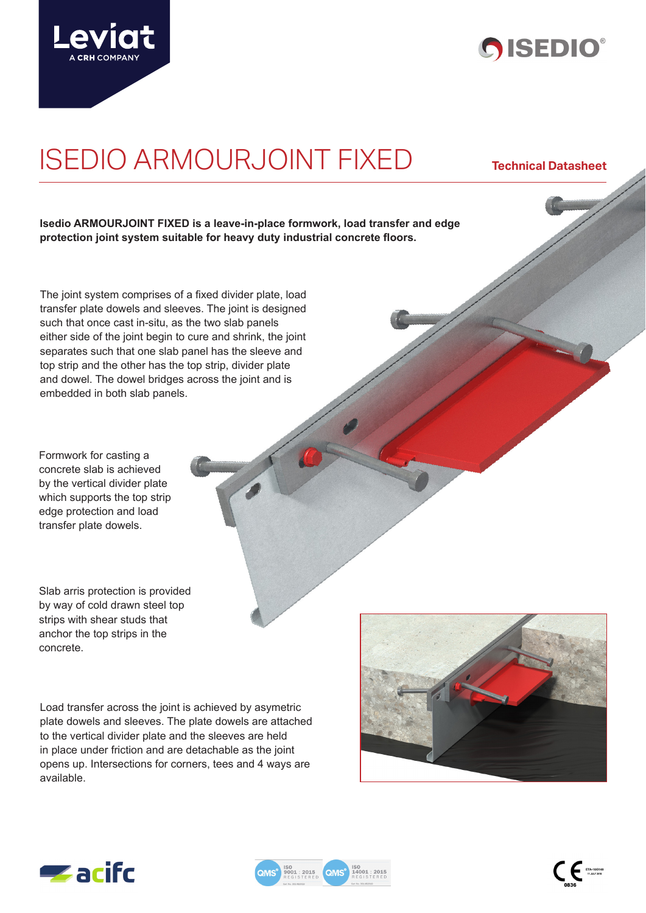# ISEDIO ARMOURJOINT FIXED

**Technical Datasheet**

**Isedio ARMOURJOINT FIXED is a leave-in-place formwork, load transfer and edge protection joint system suitable for heavy duty industrial concrete floors.**

The joint system comprises of a fixed divider plate, load transfer plate dowels and sleeves. The joint is designed such that once cast in-situ, as the two slab panels either side of the joint begin to cure and shrink, the joint separates such that one slab panel has the sleeve and top strip and the other has the top strip, divider plate and dowel. The dowel bridges across the joint and is embedded in both slab panels.

Formwork for casting a concrete slab is achieved by the vertical divider plate which supports the top strip edge protection and load transfer plate dowels.

Slab arris protection is provided by way of cold drawn steel top strips with shear studs that anchor the top strips in the concrete.

Load transfer across the joint is achieved by asymetric plate dowels and sleeves. The plate dowels are attached to the vertical divider plate and the sleeves are held in place under friction and are detachable as the joint opens up. Intersections for corners, tees and 4 ways are available.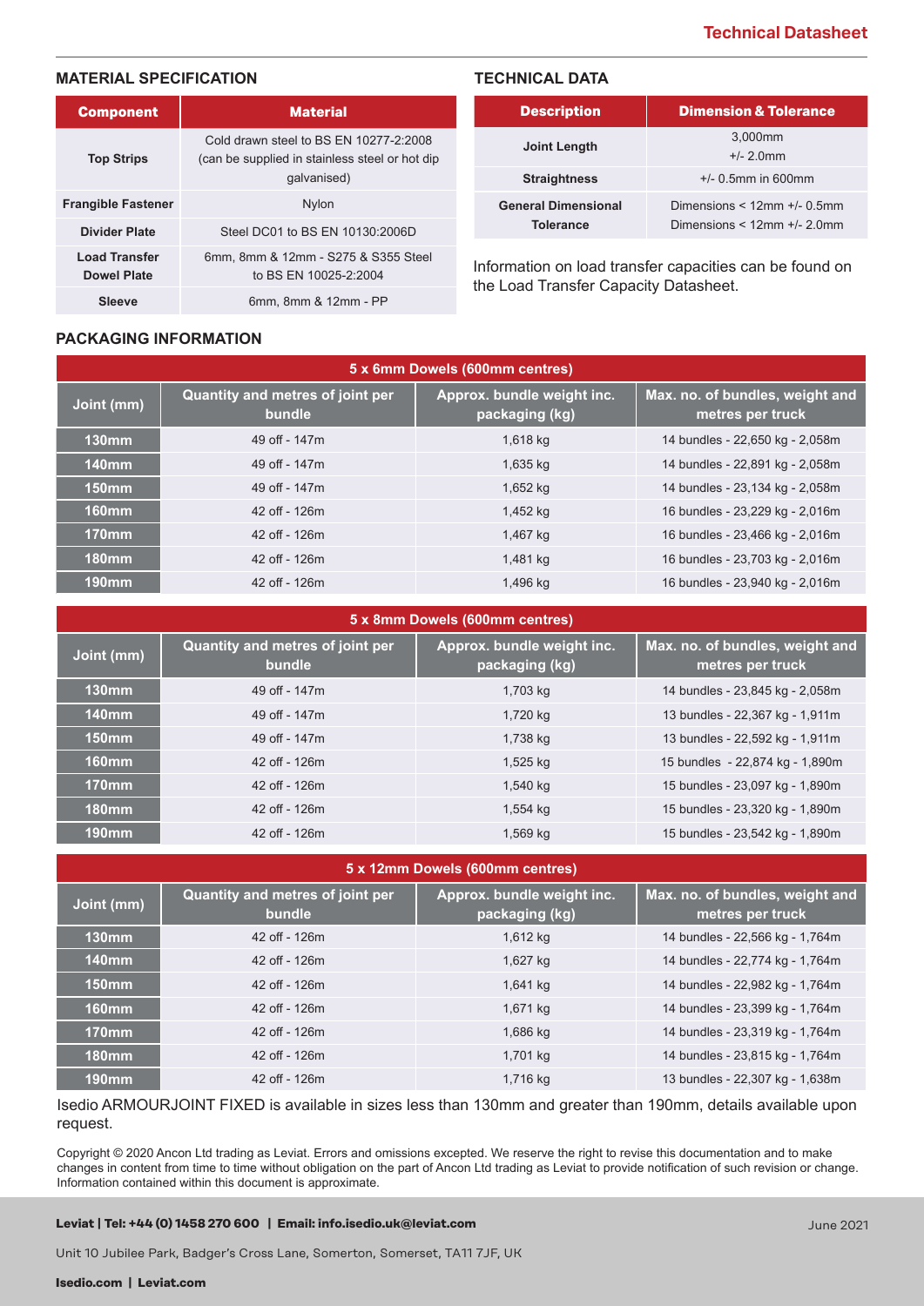## MATERIAL SPECIFICATION

| Component | Material |
|---|---|
| Top Strips | Cold drawn steel to BS EN 10277-2:2008 (can be supplied in stainless steel or hot dip galvanised) |
| Frangible Fastener | Nylon |
| Divider Plate | Steel DC01 to BS EN 10130:2006D |
| Load Transfer Dowel Plate | 6mm, 8mm & 12mm - S275 & S355 Steel to BS EN 10025-2:2004 |
| Sleeve | 6mm, 8mm & 12mm - PP |

## TECHNICAL DATA

| Description | Dimension & Tolerance |
|---|---|
| Joint Length | 3,000mm +/- 2.0mm |
| Straightness | +/- 0.5mm in 600mm |
| General Dimensional Tolerance | Dimensions < 12mm +/- 0.5mm Dimensions < 12mm +/- 2.0mm |

Information on load transfer capacities can be found on the Load Transfer Capacity Datasheet.

## PACKAGING INFORMATION

| 5 x 6mm Dowels (600mm centres) | | | |
|---|---|---|---|
| Joint (mm) | Quantity and metres of joint per bundle | Approx. bundle weight inc. packaging (kg) | Max. no. of bundles, weight and metres per truck |
| 130mm | 49 off - 147m | 1,618 kg | 14 bundles - 22,650 kg - 2,058m |
| 140mm | 49 off - 147m | 1,635 kg | 14 bundles - 22,891 kg - 2,058m |
| 150mm | 49 off - 147m | 1,652 kg | 14 bundles - 23,134 kg - 2,058m |
| 160mm | 42 off - 126m | 1,452 kg | 16 bundles - 23,229 kg - 2,016m |
| 170mm | 42 off - 126m | 1,467 kg | 16 bundles - 23,466 kg - 2,016m |
| 180mm | 42 off - 126m | 1,481 kg | 16 bundles - 23,703 kg - 2,016m |
| 190mm | 42 off - 126m | 1,496 kg | 16 bundles - 23,940 kg - 2,016m |

| 5 x 8mm Dowels (600mm centres) | | | |
|---|---|---|---|
| Joint (mm) | Quantity and metres of joint per bundle | Approx. bundle weight inc. packaging (kg) | Max. no. of bundles, weight and metres per truck |
| 130mm | 49 off - 147m | 1,703 kg | 14 bundles - 23,845 kg - 2,058m |
| 140mm | 49 off - 147m | 1,720 kg | 13 bundles - 22,367 kg - 1,911m |
| 150mm | 49 off - 147m | 1,738 kg | 13 bundles - 22,592 kg - 1,911m |
| 160mm | 42 off - 126m | 1,525 kg | 15 bundles - 22,874 kg - 1,890m |
| 170mm | 42 off - 126m | 1,540 kg | 15 bundles - 23,097 kg - 1,890m |
| 180mm | 42 off - 126m | 1,554 kg | 15 bundles - 23,320 kg - 1,890m |
| 190mm | 42 off - 126m | 1,569 kg | 15 bundles - 23,542 kg - 1,890m |

| 5 x 12mm Dowels (600mm centres) | | | |
|---|---|---|---|
| Joint (mm) | Quantity and metres of joint per bundle | Approx. bundle weight inc. packaging (kg) | Max. no. of bundles, weight and metres per truck |
| 130mm | 42 off - 126m | 1,612 kg | 14 bundles - 22,566 kg - 1,764m |
| 140mm | 42 off - 126m | 1,627 kg | 14 bundles - 22,774 kg - 1,764m |
| 150mm | 42 off - 126m | 1,641 kg | 14 bundles - 22,982 kg - 1,764m |
| 160mm | 42 off - 126m | 1,671 kg | 14 bundles - 23,399 kg - 1,764m |
| 170mm | 42 off - 126m | 1,686 kg | 14 bundles - 23,319 kg - 1,764m |
| 180mm | 42 off - 126m | 1,701 kg | 14 bundles - 23,815 kg - 1,764m |
| 190mm | 42 off - 126m | 1,716 kg | 13 bundles - 22,307 kg - 1,638m |

Isedio ARMOURJOINT FIXED is available in sizes less than 130mm and greater than 190mm, details available upon request.

Copyright © 2020 Ancon Ltd trading as Leviat. Errors and omissions excepted. We reserve the right to revise this documentation and to make changes in content from time to time without obligation on the part of Ancon Ltd trading as Leviat to provide notification of such revision or change. Information contained within this document is approximate.

**Leviat | Tel: +44 (0) 1458 270 600 | Email: info.isedio.uk@leviat.com**

June 2021

Unit 10 Jubilee Park, Badger's Cross Lane, Somerton, Somerset, TA11 7JF, UK

**Isedio.com | Leviat.com**